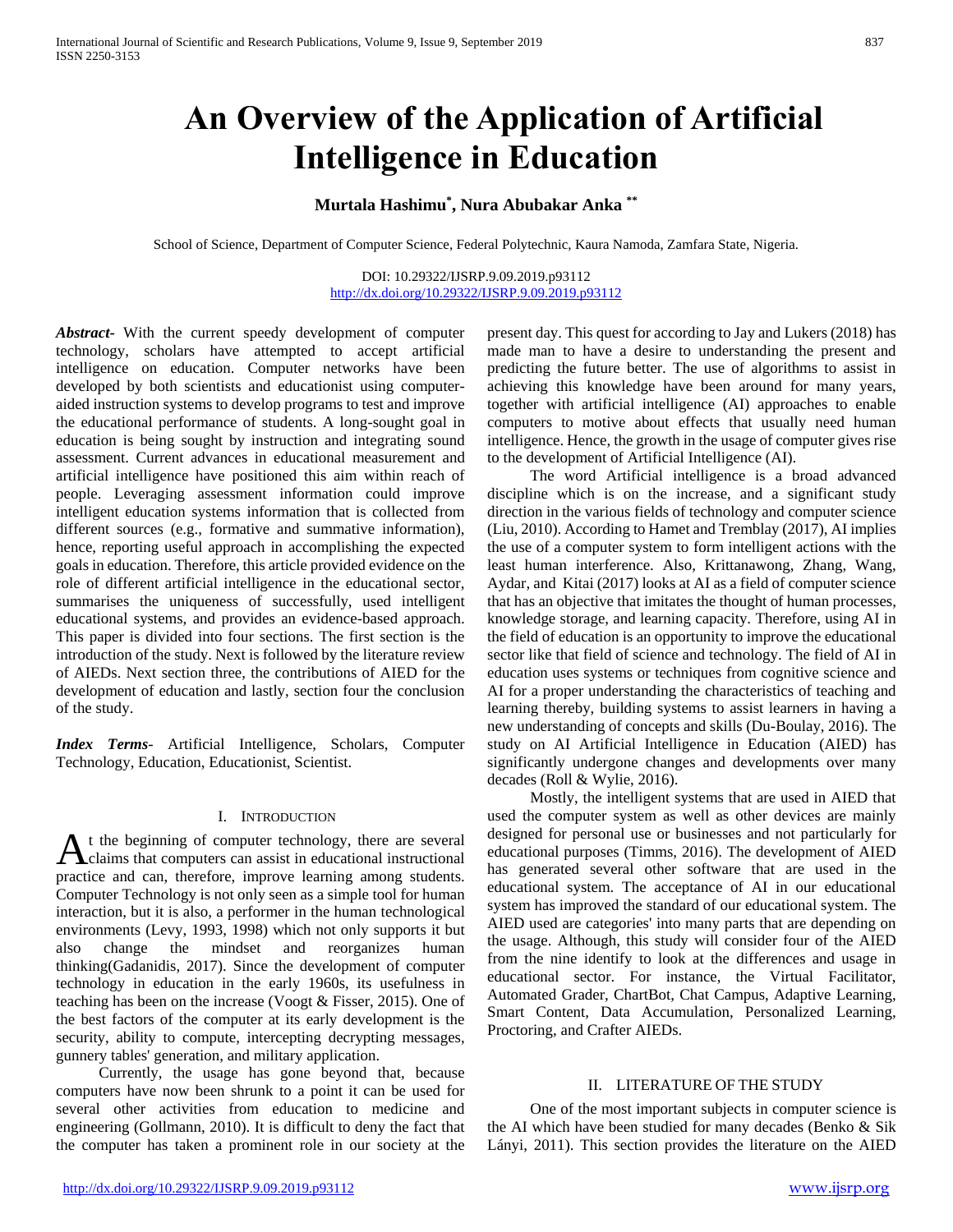# An Overview of the Application of Artificial Intelligence in Education

**Murtala Hashimu[*], Nura Abubakar Anka [**]**

School of Science, Department of Computer Science, Federal Polytechnic, Kaura Namoda, Zamfara State, Nigeria.

DOI: 10.29322/IJSRP.9.09.2019.p93112
http://dx.doi.org/10.29322/IJSRP.9.09.2019.p93112

***Abstract***- With the current speedy development of computer technology, scholars have attempted to accept artificial intelligence on education. Computer networks have been developed by both scientists and educationist using computer-aided instruction systems to develop programs to test and improve the educational performance of students. A long-sought goal in education is being sought by instruction and integrating sound assessment. Current advances in educational measurement and artificial intelligence have positioned this aim within reach of people. Leveraging assessment information could improve intelligent education systems information that is collected from different sources (e.g., formative and summative information), hence, reporting useful approach in accomplishing the expected goals in education. Therefore, this article provided evidence on the role of different artificial intelligence in the educational sector, summarises the uniqueness of successfully, used intelligent educational systems, and provides an evidence-based approach. This paper is divided into four sections. The first section is the introduction of the study. Next is followed by the literature review of AIEDs. Next section three, the contributions of AIED for the development of education and lastly, section four the conclusion of the study.

***Index Terms***- Artificial Intelligence, Scholars, Computer Technology, Education, Educationist, Scientist.

## I. Introduction

At the beginning of computer technology, there are several claims that computers can assist in educational instructional practice and can, therefore, improve learning among students. Computer Technology is not only seen as a simple tool for human interaction, but it is also, a performer in the human technological environments (Levy, 1993, 1998) which not only supports it but also change the mindset and reorganizes human thinking(Gadanidis, 2017). Since the development of computer technology in education in the early 1960s, its usefulness in teaching has been on the increase (Voogt & Fisser, 2015). One of the best factors of the computer at its early development is the security, ability to compute, intercepting decrypting messages, gunnery tables' generation, and military application.

Currently, the usage has gone beyond that, because computers have now been shrunk to a point it can be used for several other activities from education to medicine and engineering (Gollmann, 2010). It is difficult to deny the fact that the computer has taken a prominent role in our society at the present day. This quest for according to Jay and Lukers (2018) has made man to have a desire to understanding the present and predicting the future better. The use of algorithms to assist in achieving this knowledge have been around for many years, together with artificial intelligence (AI) approaches to enable computers to motive about effects that usually need human intelligence. Hence, the growth in the usage of computer gives rise to the development of Artificial Intelligence (AI).

The word Artificial intelligence is a broad advanced discipline which is on the increase, and a significant study direction in the various fields of technology and computer science (Liu, 2010). According to Hamet and Tremblay (2017), AI implies the use of a computer system to form intelligent actions with the least human interference. Also, Krittanawong, Zhang, Wang, Aydar, and Kitai (2017) looks at AI as a field of computer science that has an objective that imitates the thought of human processes, knowledge storage, and learning capacity. Therefore, using AI in the field of education is an opportunity to improve the educational sector like that field of science and technology. The field of AI in education uses systems or techniques from cognitive science and AI for a proper understanding the characteristics of teaching and learning thereby, building systems to assist learners in having a new understanding of concepts and skills (Du-Boulay, 2016). The study on AI Artificial Intelligence in Education (AIED) has significantly undergone changes and developments over many decades (Roll & Wylie, 2016).

Mostly, the intelligent systems that are used in AIED that used the computer system as well as other devices are mainly designed for personal use or businesses and not particularly for educational purposes (Timms, 2016). The development of AIED has generated several other software that are used in the educational system. The acceptance of AI in our educational system has improved the standard of our educational system. The AIED used are categories' into many parts that are depending on the usage. Although, this study will consider four of the AIED from the nine identify to look at the differences and usage in educational sector. For instance, the Virtual Facilitator, Automated Grader, ChartBot, Chat Campus, Adaptive Learning, Smart Content, Data Accumulation, Personalized Learning, Proctoring, and Crafter AIEDs.

## II. Literature of the Study

One of the most important subjects in computer science is the AI which have been studied for many decades (Benko & Sik Lányi, 2011). This section provides the literature on the AIED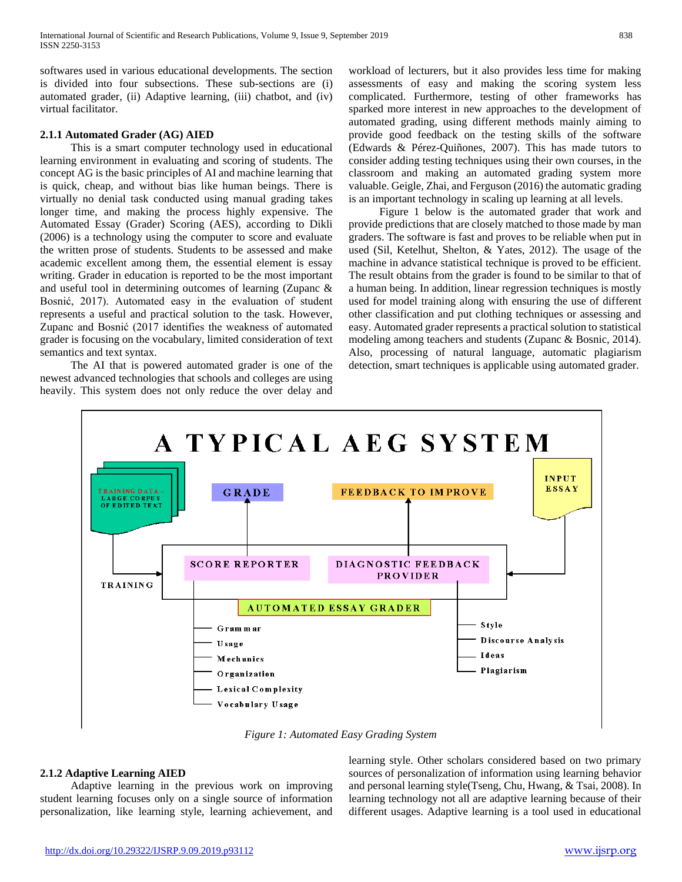softwares used in various educational developments. The section is divided into four subsections. These sub-sections are (i) automated grader, (ii) Adaptive learning, (iii) chatbot, and (iv) virtual facilitator.

#### 2.1.1 Automated Grader (AG) AIED

This is a smart computer technology used in educational learning environment in evaluating and scoring of students. The concept AG is the basic principles of AI and machine learning that is quick, cheap, and without bias like human beings. There is virtually no denial task conducted using manual grading takes longer time, and making the process highly expensive. The Automated Essay (Grader) Scoring (AES), according to Dikli (2006) is a technology using the computer to score and evaluate the written prose of students. Students to be assessed and make academic excellent among them, the essential element is essay writing. Grader in education is reported to be the most important and useful tool in determining outcomes of learning (Zupanc & Bosnić, 2017). Automated easy in the evaluation of student represents a useful and practical solution to the task. However, Zupanc and Bosnić (2017 identifies the weakness of automated grader is focusing on the vocabulary, limited consideration of text semantics and text syntax.

The AI that is powered automated grader is one of the newest advanced technologies that schools and colleges are using heavily. This system does not only reduce the over delay and workload of lecturers, but it also provides less time for making assessments of easy and making the scoring system less complicated. Furthermore, testing of other frameworks has sparked more interest in new approaches to the development of automated grading, using different methods mainly aiming to provide good feedback on the testing skills of the software (Edwards & Pérez-Quiñones, 2007). This has made tutors to consider adding testing techniques using their own courses, in the classroom and making an automated grading system more valuable. Geigle, Zhai, and Ferguson (2016) the automatic grading is an important technology in scaling up learning at all levels.

Figure 1 below is the automated grader that work and provide predictions that are closely matched to those made by man graders. The software is fast and proves to be reliable when put in used (Sil, Ketelhut, Shelton, & Yates, 2012). The usage of the machine in advance statistical technique is proved to be efficient. The result obtains from the grader is found to be similar to that of a human being. In addition, linear regression techniques is mostly used for model training along with ensuring the use of different other classification and put clothing techniques or assessing and easy. Automated grader represents a practical solution to statistical modeling among teachers and students (Zupanc & Bosnic, 2014). Also, processing of natural language, automatic plagiarism detection, smart techniques is applicable using automated grader.

A TYPICAL AEG SYSTEM

TRAINING DATA - LARGE CORPUS OF EDITED TEXT — TRAINING → AUTOMATED ESSAY GRADER ← INPUT ESSAY

SCORE REPORTER → GRADE
DIAGNOSTIC FEEDBACK PROVIDER → FEEDBACK TO IMPROVE

- Grammar
- Usage
- Mechanics
- Organization
- Lexical Complexity
- Vocabulary Usage

- Style
- Discourse Analysis
- Ideas
- Plagiarism

*Figure 1: Automated Easy Grading System*

#### 2.1.2 Adaptive Learning AIED

Adaptive learning in the previous work on improving student learning focuses only on a single source of information personalization, like learning style, learning achievement, and learning style. Other scholars considered based on two primary sources of personalization of information using learning behavior and personal learning style(Tseng, Chu, Hwang, & Tsai, 2008). In learning technology not all are adaptive learning because of their different usages. Adaptive learning is a tool used in educational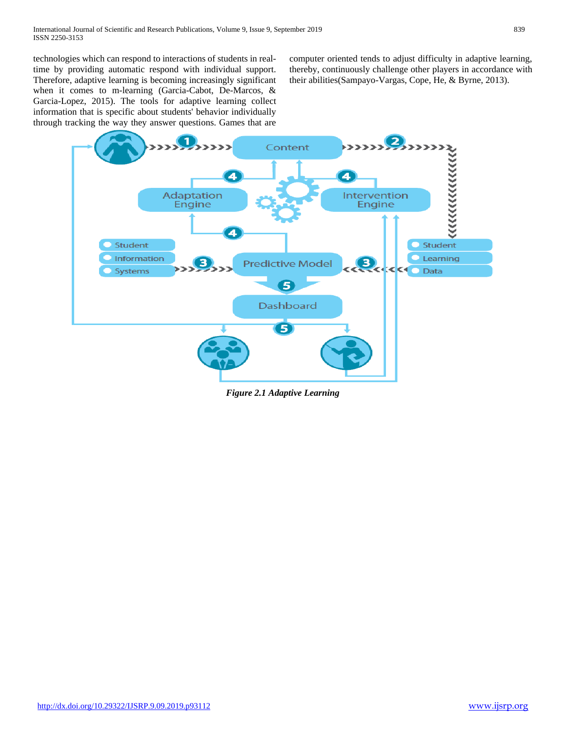technologies which can respond to interactions of students in real-time by providing automatic respond with individual support. Therefore, adaptive learning is becoming increasingly significant when it comes to m-learning (Garcia-Cabot, De-Marcos, & Garcia-Lopez, 2015). The tools for adaptive learning collect information that is specific about students' behavior individually through tracking the way they answer questions. Games that are computer oriented tends to adjust difficulty in adaptive learning, thereby, continuously challenge other players in accordance with their abilities(Sampayo-Vargas, Cope, He, & Byrne, 2013).

*Figure 2.1 Adaptive Learning*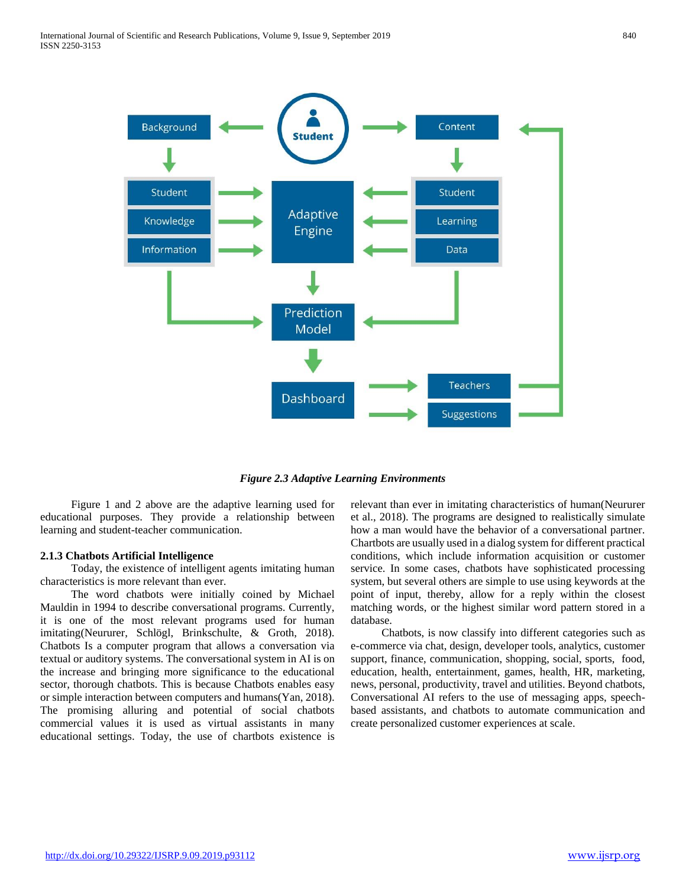*Figure 2.3 Adaptive Learning Environments*

Figure 1 and 2 above are the adaptive learning used for educational purposes. They provide a relationship between learning and student-teacher communication.

### 2.1.3 Chatbots Artificial Intelligence

Today, the existence of intelligent agents imitating human characteristics is more relevant than ever.

The word chatbots were initially coined by Michael Mauldin in 1994 to describe conversational programs. Currently, it is one of the most relevant programs used for human imitating(Neururer, Schlögl, Brinkschulte, & Groth, 2018). Chatbots Is a computer program that allows a conversation via textual or auditory systems. The conversational system in AI is on the increase and bringing more significance to the educational sector, thorough chatbots. This is because Chatbots enables easy or simple interaction between computers and humans(Yan, 2018). The promising alluring and potential of social chatbots commercial values it is used as virtual assistants in many educational settings. Today, the use of chartbots existence is relevant than ever in imitating characteristics of human(Neururer et al., 2018). The programs are designed to realistically simulate how a man would have the behavior of a conversational partner. Chartbots are usually used in a dialog system for different practical conditions, which include information acquisition or customer service. In some cases, chatbots have sophisticated processing system, but several others are simple to use using keywords at the point of input, thereby, allow for a reply within the closest matching words, or the highest similar word pattern stored in a database.

Chatbots, is now classify into different categories such as e-commerce via chat, design, developer tools, analytics, customer support, finance, communication, shopping, social, sports, food, education, health, entertainment, games, health, HR, marketing, news, personal, productivity, travel and utilities. Beyond chatbots, Conversational AI refers to the use of messaging apps, speech-based assistants, and chatbots to automate communication and create personalized customer experiences at scale.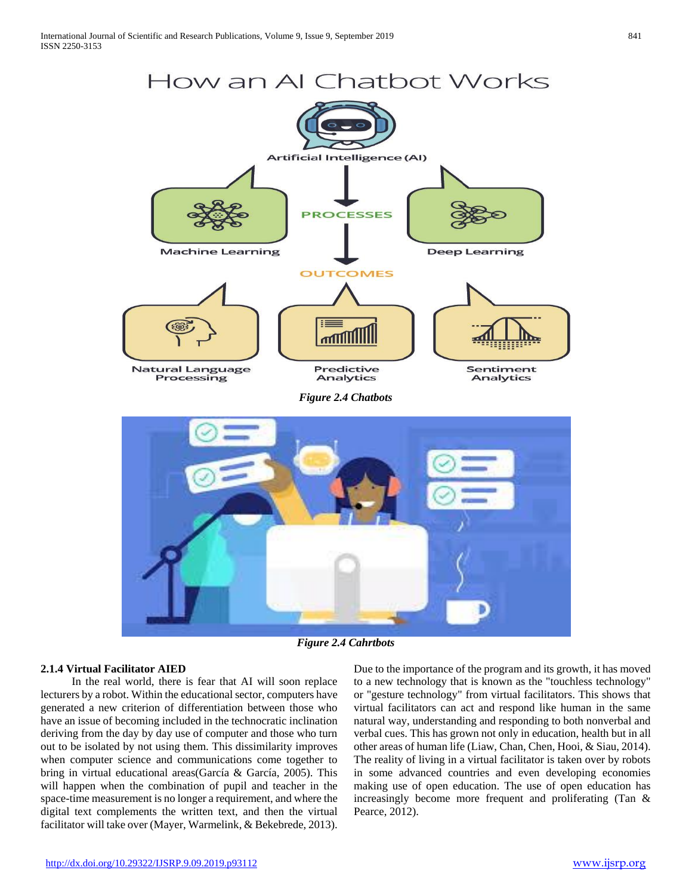*Figure 2.4 Chatbots*

*Figure 2.4 Cahrtbots*

#### 2.1.4 Virtual Facilitator AIED

In the real world, there is fear that AI will soon replace lecturers by a robot. Within the educational sector, computers have generated a new criterion of differentiation between those who have an issue of becoming included in the technocratic inclination deriving from the day by day use of computer and those who turn out to be isolated by not using them. This dissimilarity improves when computer science and communications come together to bring in virtual educational areas(García & García, 2005). This will happen when the combination of pupil and teacher in the space-time measurement is no longer a requirement, and where the digital text complements the written text, and then the virtual facilitator will take over (Mayer, Warmelink, & Bekebrede, 2013). Due to the importance of the program and its growth, it has moved to a new technology that is known as the "touchless technology" or "gesture technology" from virtual facilitators. This shows that virtual facilitators can act and respond like human in the same natural way, understanding and responding to both nonverbal and verbal cues. This has grown not only in education, health but in all other areas of human life (Liaw, Chan, Chen, Hooi, & Siau, 2014). The reality of living in a virtual facilitator is taken over by robots in some advanced countries and even developing economies making use of open education. The use of open education has increasingly become more frequent and proliferating (Tan & Pearce, 2012).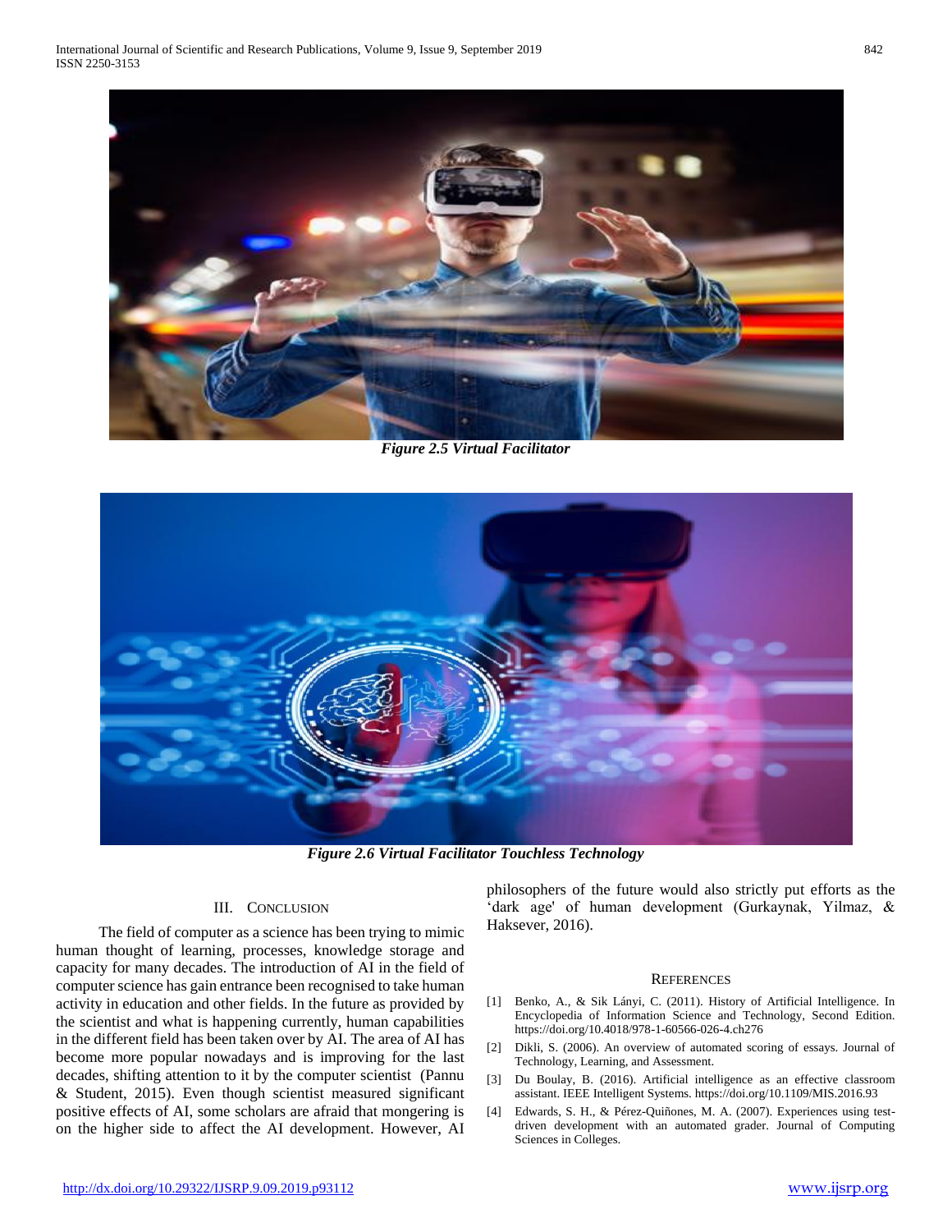*Figure 2.5 Virtual Facilitator*

*Figure 2.6 Virtual Facilitator Touchless Technology*

## III. Conclusion

The field of computer as a science has been trying to mimic human thought of learning, processes, knowledge storage and capacity for many decades. The introduction of AI in the field of computer science has gain entrance been recognised to take human activity in education and other fields. In the future as provided by the scientist and what is happening currently, human capabilities in the different field has been taken over by AI. The area of AI has become more popular nowadays and is improving for the last decades, shifting attention to it by the computer scientist (Pannu & Student, 2015). Even though scientist measured significant positive effects of AI, some scholars are afraid that mongering is on the higher side to affect the AI development. However, AI philosophers of the future would also strictly put efforts as the 'dark age' of human development (Gurkaynak, Yilmaz, & Haksever, 2016).

## References

[1] Benko, A., & Sik Lányi, C. (2011). History of Artificial Intelligence. In Encyclopedia of Information Science and Technology, Second Edition. https://doi.org/10.4018/978-1-60566-026-4.ch276

[2] Dikli, S. (2006). An overview of automated scoring of essays. Journal of Technology, Learning, and Assessment.

[3] Du Boulay, B. (2016). Artificial intelligence as an effective classroom assistant. IEEE Intelligent Systems. https://doi.org/10.1109/MIS.2016.93

[4] Edwards, S. H., & Pérez-Quiñones, M. A. (2007). Experiences using test-driven development with an automated grader. Journal of Computing Sciences in Colleges.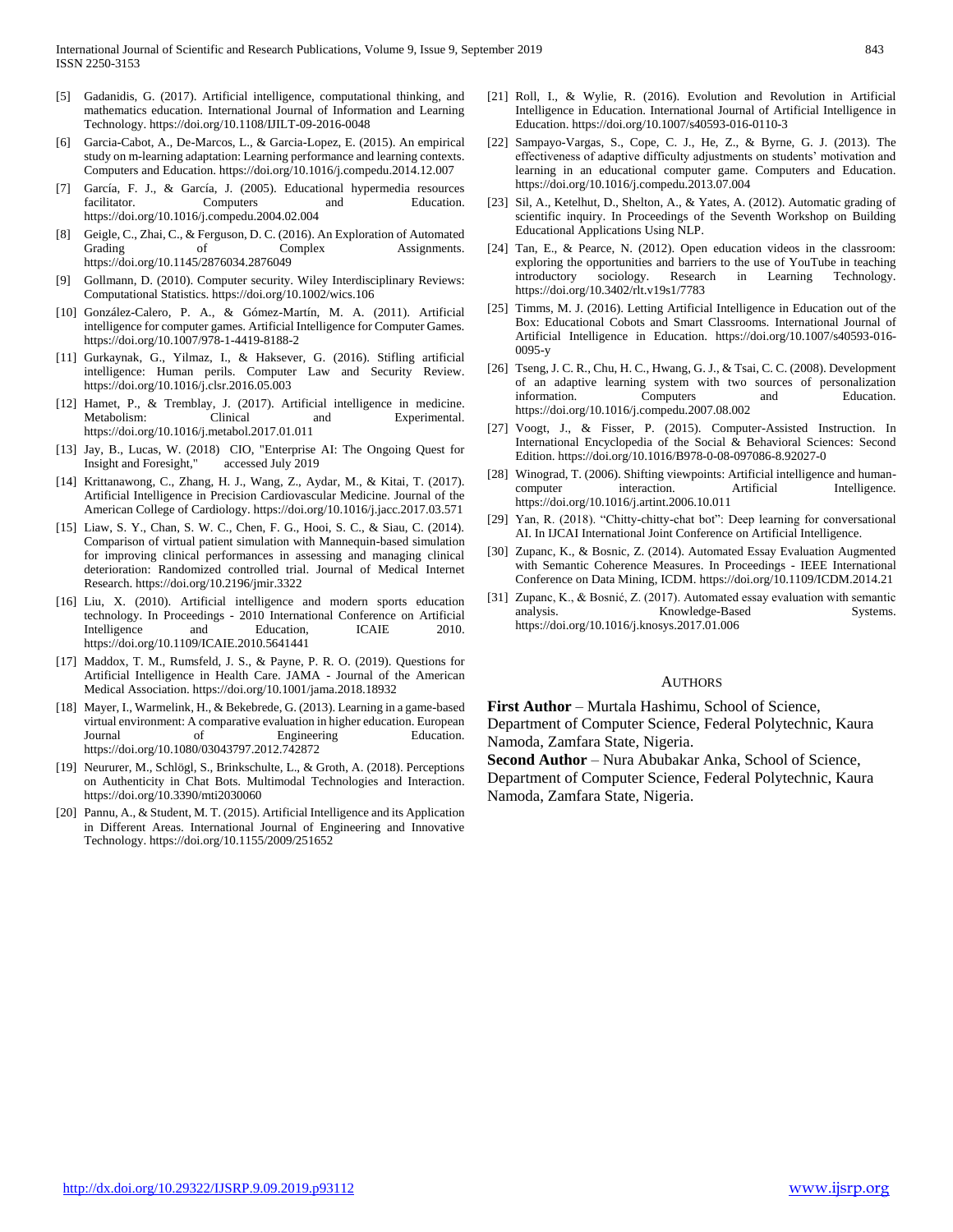[5] Gadanidis, G. (2017). Artificial intelligence, computational thinking, and mathematics education. International Journal of Information and Learning Technology. https://doi.org/10.1108/IJILT-09-2016-0048

[6] Garcia-Cabot, A., De-Marcos, L., & Garcia-Lopez, E. (2015). An empirical study on m-learning adaptation: Learning performance and learning contexts. Computers and Education. https://doi.org/10.1016/j.compedu.2014.12.007

[7] García, F. J., & García, J. (2005). Educational hypermedia resources facilitator. Computers and Education. https://doi.org/10.1016/j.compedu.2004.02.004

[8] Geigle, C., Zhai, C., & Ferguson, D. C. (2016). An Exploration of Automated Grading of Complex Assignments. https://doi.org/10.1145/2876034.2876049

[9] Gollmann, D. (2010). Computer security. Wiley Interdisciplinary Reviews: Computational Statistics. https://doi.org/10.1002/wics.106

[10] González-Calero, P. A., & Gómez-Martín, M. A. (2011). Artificial intelligence for computer games. Artificial Intelligence for Computer Games. https://doi.org/10.1007/978-1-4419-8188-2

[11] Gurkaynak, G., Yilmaz, I., & Haksever, G. (2016). Stifling artificial intelligence: Human perils. Computer Law and Security Review. https://doi.org/10.1016/j.clsr.2016.05.003

[12] Hamet, P., & Tremblay, J. (2017). Artificial intelligence in medicine. Metabolism: Clinical and Experimental. https://doi.org/10.1016/j.metabol.2017.01.011

[13] Jay, B., Lucas, W. (2018) CIO, "Enterprise AI: The Ongoing Quest for Insight and Foresight," accessed July 2019

[14] Krittanawong, C., Zhang, H. J., Wang, Z., Aydar, M., & Kitai, T. (2017). Artificial Intelligence in Precision Cardiovascular Medicine. Journal of the American College of Cardiology. https://doi.org/10.1016/j.jacc.2017.03.571

[15] Liaw, S. Y., Chan, S. W. C., Chen, F. G., Hooi, S. C., & Siau, C. (2014). Comparison of virtual patient simulation with Mannequin-based simulation for improving clinical performances in assessing and managing clinical deterioration: Randomized controlled trial. Journal of Medical Internet Research. https://doi.org/10.2196/jmir.3322

[16] Liu, X. (2010). Artificial intelligence and modern sports education technology. In Proceedings - 2010 International Conference on Artificial Intelligence and Education, ICAIE 2010. https://doi.org/10.1109/ICAIE.2010.5641441

[17] Maddox, T. M., Rumsfeld, J. S., & Payne, P. R. O. (2019). Questions for Artificial Intelligence in Health Care. JAMA - Journal of the American Medical Association. https://doi.org/10.1001/jama.2018.18932

[18] Mayer, I., Warmelink, H., & Bekebrede, G. (2013). Learning in a game-based virtual environment: A comparative evaluation in higher education. European Journal of Engineering Education. https://doi.org/10.1080/03043797.2012.742872

[19] Neururer, M., Schlögl, S., Brinkschulte, L., & Groth, A. (2018). Perceptions on Authenticity in Chat Bots. Multimodal Technologies and Interaction. https://doi.org/10.3390/mti2030060

[20] Pannu, A., & Student, M. T. (2015). Artificial Intelligence and its Application in Different Areas. International Journal of Engineering and Innovative Technology. https://doi.org/10.1155/2009/251652

[21] Roll, I., & Wylie, R. (2016). Evolution and Revolution in Artificial Intelligence in Education. International Journal of Artificial Intelligence in Education. https://doi.org/10.1007/s40593-016-0110-3

[22] Sampayo-Vargas, S., Cope, C. J., He, Z., & Byrne, G. J. (2013). The effectiveness of adaptive difficulty adjustments on students' motivation and learning in an educational computer game. Computers and Education. https://doi.org/10.1016/j.compedu.2013.07.004

[23] Sil, A., Ketelhut, D., Shelton, A., & Yates, A. (2012). Automatic grading of scientific inquiry. In Proceedings of the Seventh Workshop on Building Educational Applications Using NLP.

[24] Tan, E., & Pearce, N. (2012). Open education videos in the classroom: exploring the opportunities and barriers to the use of YouTube in teaching introductory sociology. Research in Learning Technology. https://doi.org/10.3402/rlt.v19s1/7783

[25] Timms, M. J. (2016). Letting Artificial Intelligence in Education out of the Box: Educational Cobots and Smart Classrooms. International Journal of Artificial Intelligence in Education. https://doi.org/10.1007/s40593-016-0095-y

[26] Tseng, J. C. R., Chu, H. C., Hwang, G. J., & Tsai, C. C. (2008). Development of an adaptive learning system with two sources of personalization information. Computers and Education. https://doi.org/10.1016/j.compedu.2007.08.002

[27] Voogt, J., & Fisser, P. (2015). Computer-Assisted Instruction. In International Encyclopedia of the Social & Behavioral Sciences: Second Edition. https://doi.org/10.1016/B978-0-08-097086-8.92027-0

[28] Winograd, T. (2006). Shifting viewpoints: Artificial intelligence and human-computer interaction. Artificial Intelligence. https://doi.org/10.1016/j.artint.2006.10.011

[29] Yan, R. (2018). "Chitty-chitty-chat bot": Deep learning for conversational AI. In IJCAI International Joint Conference on Artificial Intelligence.

[30] Zupanc, K., & Bosnic, Z. (2014). Automated Essay Evaluation Augmented with Semantic Coherence Measures. In Proceedings - IEEE International Conference on Data Mining, ICDM. https://doi.org/10.1109/ICDM.2014.21

[31] Zupanc, K., & Bosnić, Z. (2017). Automated essay evaluation with semantic analysis. Knowledge-Based Systems. https://doi.org/10.1016/j.knosys.2017.01.006

## AUTHORS

**First Author** – Murtala Hashimu, School of Science, Department of Computer Science, Federal Polytechnic, Kaura Namoda, Zamfara State, Nigeria.

**Second Author** – Nura Abubakar Anka, School of Science, Department of Computer Science, Federal Polytechnic, Kaura Namoda, Zamfara State, Nigeria.